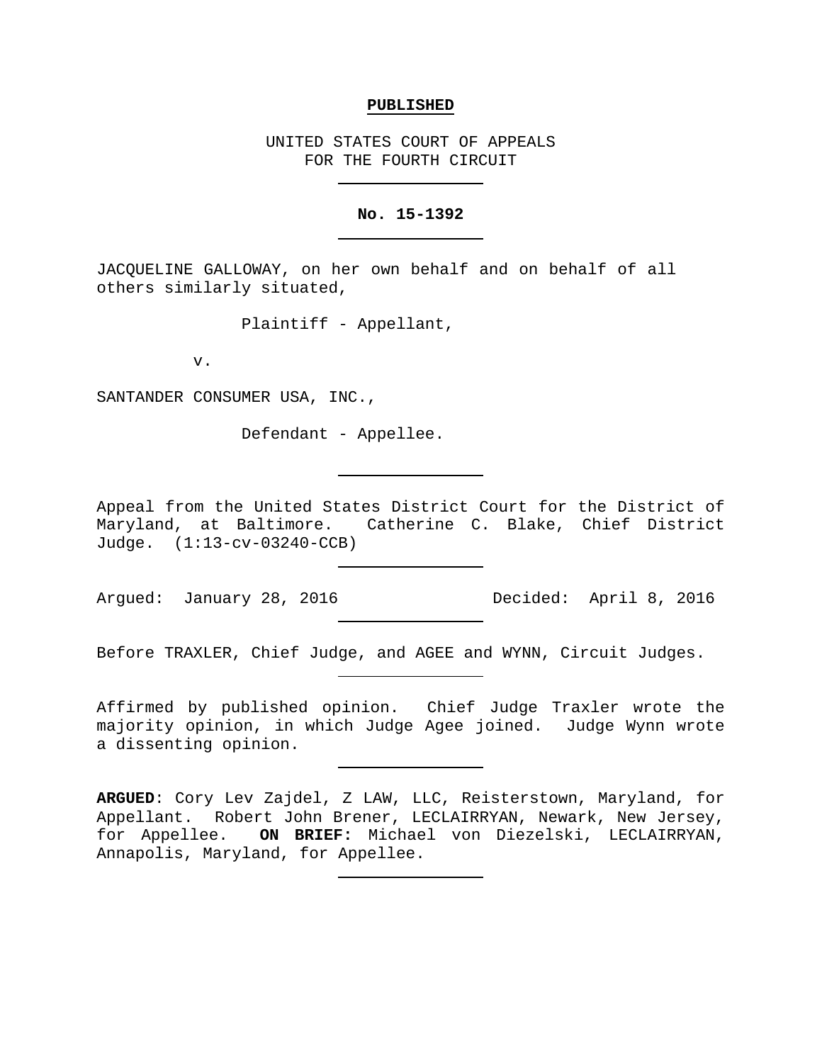**PUBLISHED**

UNITED STATES COURT OF APPEALS
FOR THE FOURTH CIRCUIT

---

**No. 15-1392**

---

JACQUELINE GALLOWAY, on her own behalf and on behalf of all others similarly situated,

Plaintiff - Appellant,

v.

SANTANDER CONSUMER USA, INC.,

Defendant - Appellee.

---

Appeal from the United States District Court for the District of Maryland, at Baltimore. Catherine C. Blake, Chief District Judge. (1:13-cv-03240-CCB)

---

Argued: January 28, 2016 Decided: April 8, 2016

---

Before TRAXLER, Chief Judge, and AGEE and WYNN, Circuit Judges.

---

Affirmed by published opinion. Chief Judge Traxler wrote the majority opinion, in which Judge Agee joined. Judge Wynn wrote a dissenting opinion.

---

**ARGUED**: Cory Lev Zajdel, Z LAW, LLC, Reisterstown, Maryland, for Appellant. Robert John Brener, LECLAIRRYAN, Newark, New Jersey, for Appellee. **ON BRIEF:** Michael von Diezelski, LECLAIRRYAN, Annapolis, Maryland, for Appellee.

---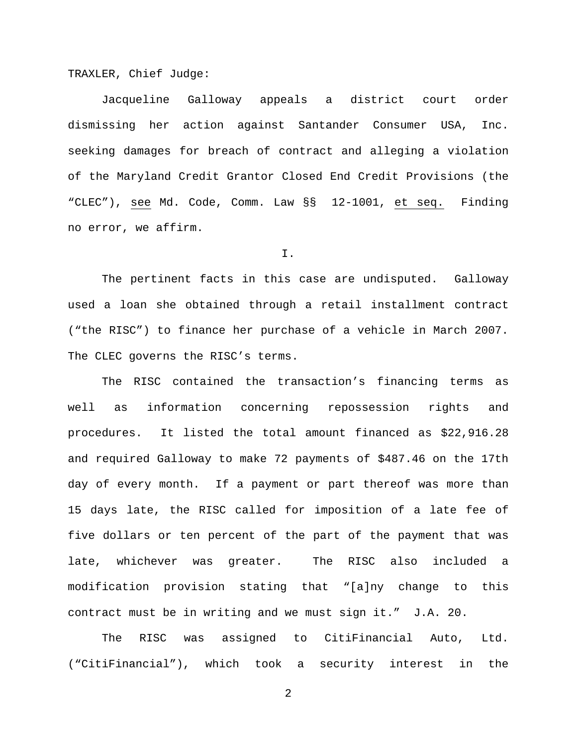TRAXLER, Chief Judge:

Jacqueline Galloway appeals a district court order dismissing her action against Santander Consumer USA, Inc. seeking damages for breach of contract and alleging a violation of the Maryland Credit Grantor Closed End Credit Provisions (the "CLEC"), see Md. Code, Comm. Law §§ 12-1001, et seq. Finding no error, we affirm.

I.

The pertinent facts in this case are undisputed. Galloway used a loan she obtained through a retail installment contract ("the RISC") to finance her purchase of a vehicle in March 2007. The CLEC governs the RISC's terms.

The RISC contained the transaction's financing terms as well as information concerning repossession rights and procedures. It listed the total amount financed as $22,916.28 and required Galloway to make 72 payments of $487.46 on the 17th day of every month. If a payment or part thereof was more than 15 days late, the RISC called for imposition of a late fee of five dollars or ten percent of the part of the payment that was late, whichever was greater. The RISC also included a modification provision stating that "[a]ny change to this contract must be in writing and we must sign it." J.A. 20.

The RISC was assigned to CitiFinancial Auto, Ltd. ("CitiFinancial"), which took a security interest in the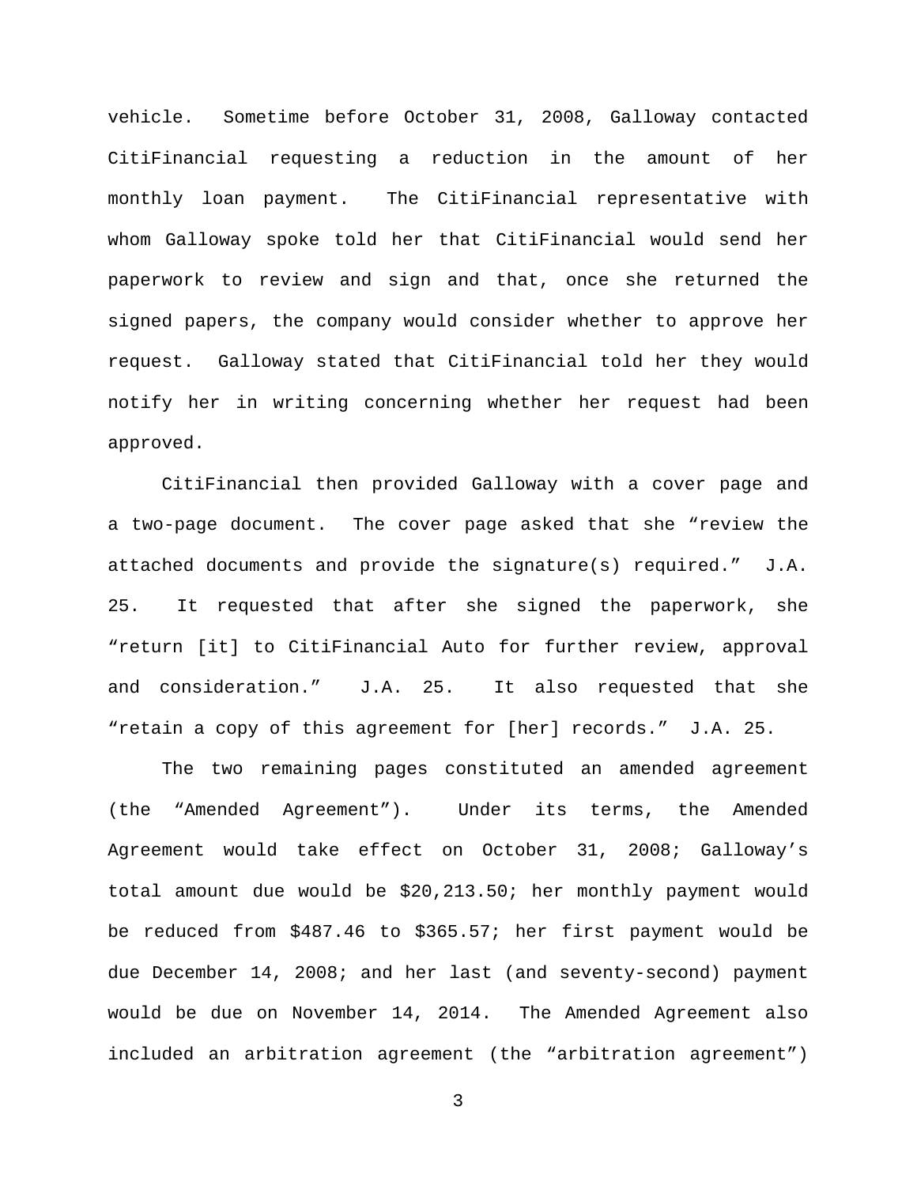vehicle. Sometime before October 31, 2008, Galloway contacted CitiFinancial requesting a reduction in the amount of her monthly loan payment. The CitiFinancial representative with whom Galloway spoke told her that CitiFinancial would send her paperwork to review and sign and that, once she returned the signed papers, the company would consider whether to approve her request. Galloway stated that CitiFinancial told her they would notify her in writing concerning whether her request had been approved.

CitiFinancial then provided Galloway with a cover page and a two-page document. The cover page asked that she "review the attached documents and provide the signature(s) required." J.A. 25. It requested that after she signed the paperwork, she "return [it] to CitiFinancial Auto for further review, approval and consideration." J.A. 25. It also requested that she "retain a copy of this agreement for [her] records." J.A. 25.

The two remaining pages constituted an amended agreement (the "Amended Agreement"). Under its terms, the Amended Agreement would take effect on October 31, 2008; Galloway's total amount due would be $20,213.50; her monthly payment would be reduced from $487.46 to $365.57; her first payment would be due December 14, 2008; and her last (and seventy-second) payment would be due on November 14, 2014. The Amended Agreement also included an arbitration agreement (the "arbitration agreement")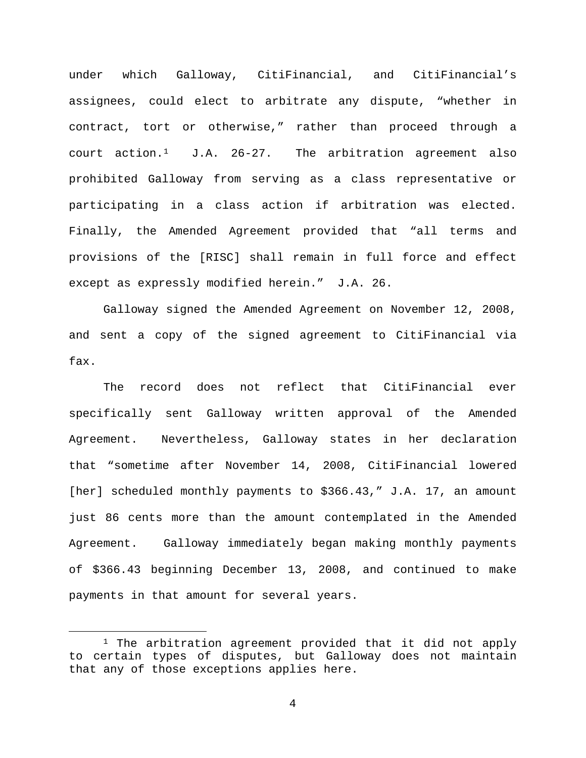under which Galloway, CitiFinancial, and CitiFinancial's assignees, could elect to arbitrate any dispute, "whether in contract, tort or otherwise," rather than proceed through a court action.[1] J.A. 26-27. The arbitration agreement also prohibited Galloway from serving as a class representative or participating in a class action if arbitration was elected. Finally, the Amended Agreement provided that "all terms and provisions of the [RISC] shall remain in full force and effect except as expressly modified herein." J.A. 26.

Galloway signed the Amended Agreement on November 12, 2008, and sent a copy of the signed agreement to CitiFinancial via fax.

The record does not reflect that CitiFinancial ever specifically sent Galloway written approval of the Amended Agreement. Nevertheless, Galloway states in her declaration that "sometime after November 14, 2008, CitiFinancial lowered [her] scheduled monthly payments to $366.43," J.A. 17, an amount just 86 cents more than the amount contemplated in the Amended Agreement. Galloway immediately began making monthly payments of $366.43 beginning December 13, 2008, and continued to make payments in that amount for several years.

[1] The arbitration agreement provided that it did not apply to certain types of disputes, but Galloway does not maintain that any of those exceptions applies here.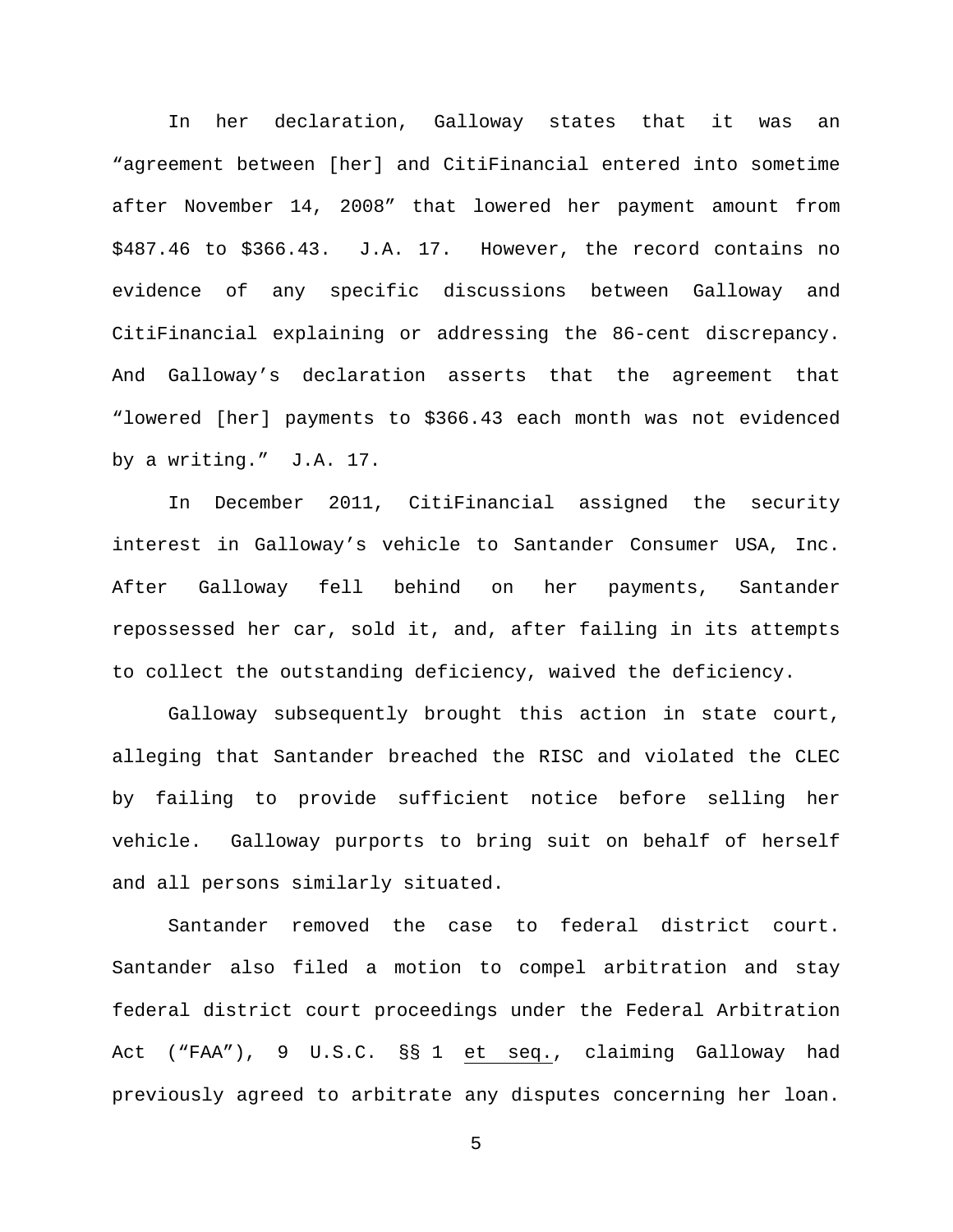In her declaration, Galloway states that it was an "agreement between [her] and CitiFinancial entered into sometime after November 14, 2008" that lowered her payment amount from $487.46 to $366.43. J.A. 17. However, the record contains no evidence of any specific discussions between Galloway and CitiFinancial explaining or addressing the 86-cent discrepancy. And Galloway's declaration asserts that the agreement that "lowered [her] payments to $366.43 each month was not evidenced by a writing." J.A. 17.

In December 2011, CitiFinancial assigned the security interest in Galloway's vehicle to Santander Consumer USA, Inc. After Galloway fell behind on her payments, Santander repossessed her car, sold it, and, after failing in its attempts to collect the outstanding deficiency, waived the deficiency.

Galloway subsequently brought this action in state court, alleging that Santander breached the RISC and violated the CLEC by failing to provide sufficient notice before selling her vehicle. Galloway purports to bring suit on behalf of herself and all persons similarly situated.

Santander removed the case to federal district court. Santander also filed a motion to compel arbitration and stay federal district court proceedings under the Federal Arbitration Act ("FAA"), 9 U.S.C. §§ 1 et seq., claiming Galloway had previously agreed to arbitrate any disputes concerning her loan.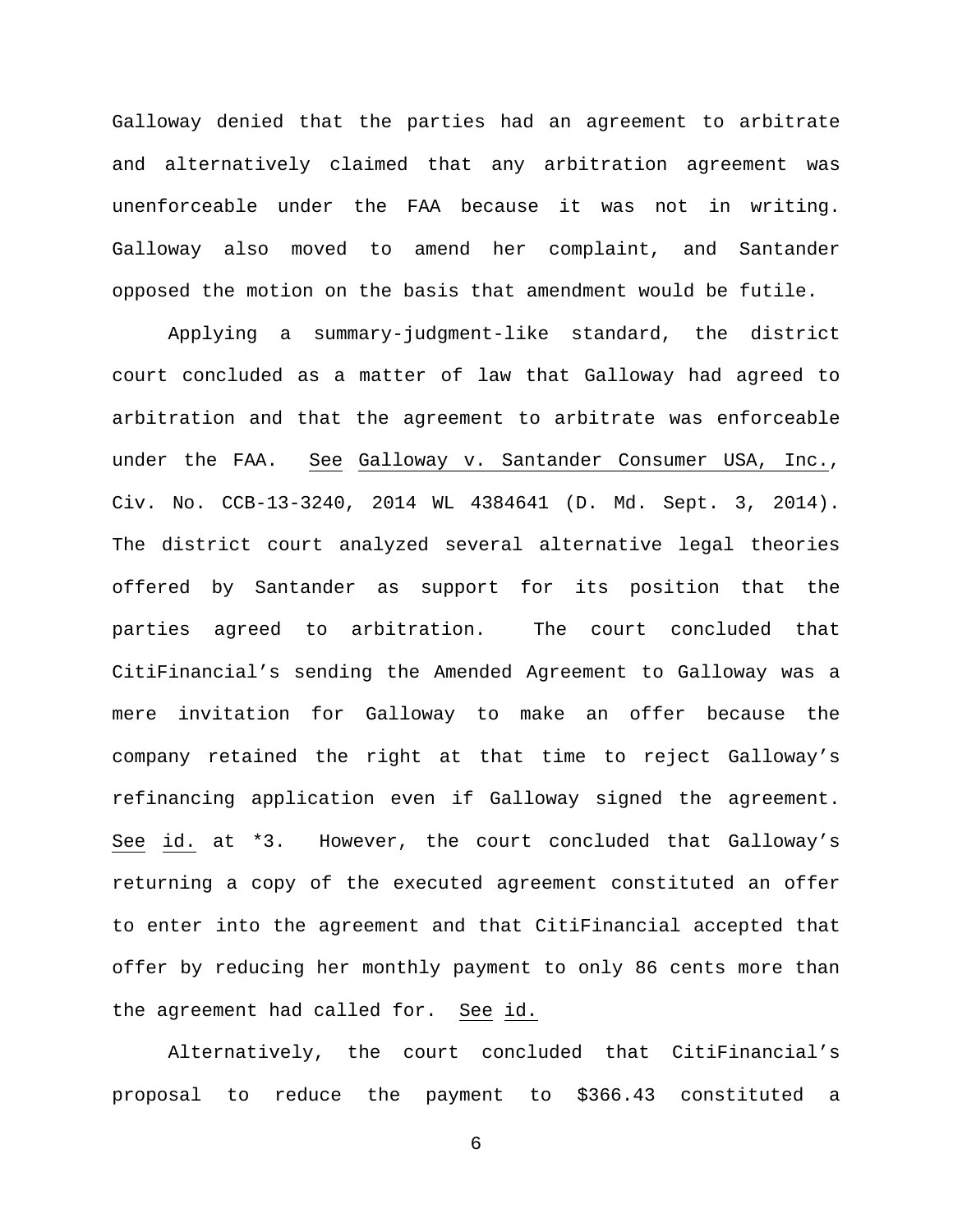Galloway denied that the parties had an agreement to arbitrate and alternatively claimed that any arbitration agreement was unenforceable under the FAA because it was not in writing. Galloway also moved to amend her complaint, and Santander opposed the motion on the basis that amendment would be futile.

Applying a summary-judgment-like standard, the district court concluded as a matter of law that Galloway had agreed to arbitration and that the agreement to arbitrate was enforceable under the FAA. See Galloway v. Santander Consumer USA, Inc., Civ. No. CCB-13-3240, 2014 WL 4384641 (D. Md. Sept. 3, 2014). The district court analyzed several alternative legal theories offered by Santander as support for its position that the parties agreed to arbitration. The court concluded that CitiFinancial's sending the Amended Agreement to Galloway was a mere invitation for Galloway to make an offer because the company retained the right at that time to reject Galloway's refinancing application even if Galloway signed the agreement. See id. at *3. However, the court concluded that Galloway's returning a copy of the executed agreement constituted an offer to enter into the agreement and that CitiFinancial accepted that offer by reducing her monthly payment to only 86 cents more than the agreement had called for. See id.

Alternatively, the court concluded that CitiFinancial's proposal to reduce the payment to $366.43 constituted a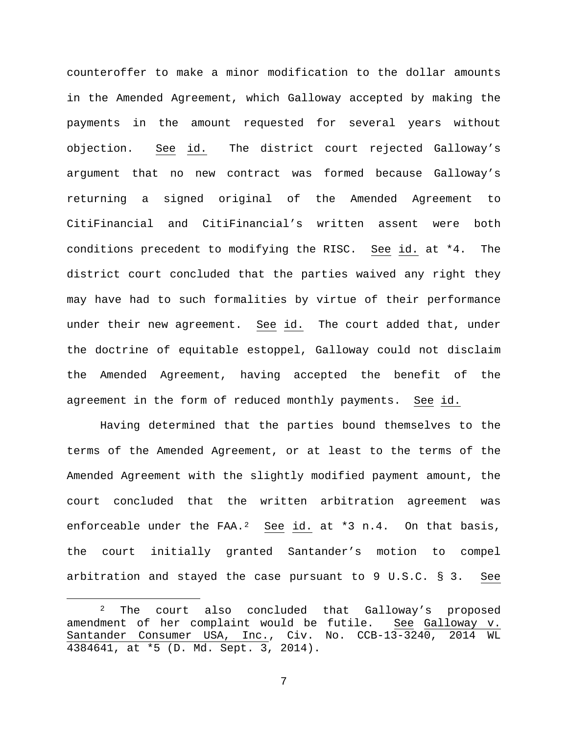counteroffer to make a minor modification to the dollar amounts in the Amended Agreement, which Galloway accepted by making the payments in the amount requested for several years without objection. See id. The district court rejected Galloway's argument that no new contract was formed because Galloway's returning a signed original of the Amended Agreement to CitiFinancial and CitiFinancial's written assent were both conditions precedent to modifying the RISC. See id. at *4. The district court concluded that the parties waived any right they may have had to such formalities by virtue of their performance under their new agreement. See id. The court added that, under the doctrine of equitable estoppel, Galloway could not disclaim the Amended Agreement, having accepted the benefit of the agreement in the form of reduced monthly payments. See id.

Having determined that the parties bound themselves to the terms of the Amended Agreement, or at least to the terms of the Amended Agreement with the slightly modified payment amount, the court concluded that the written arbitration agreement was enforceable under the FAA.[2] See id. at *3 n.4. On that basis, the court initially granted Santander's motion to compel arbitration and stayed the case pursuant to 9 U.S.C. § 3. See

---

[2] The court also concluded that Galloway's proposed amendment of her complaint would be futile. See Galloway v. Santander Consumer USA, Inc., Civ. No. CCB-13-3240, 2014 WL 4384641, at *5 (D. Md. Sept. 3, 2014).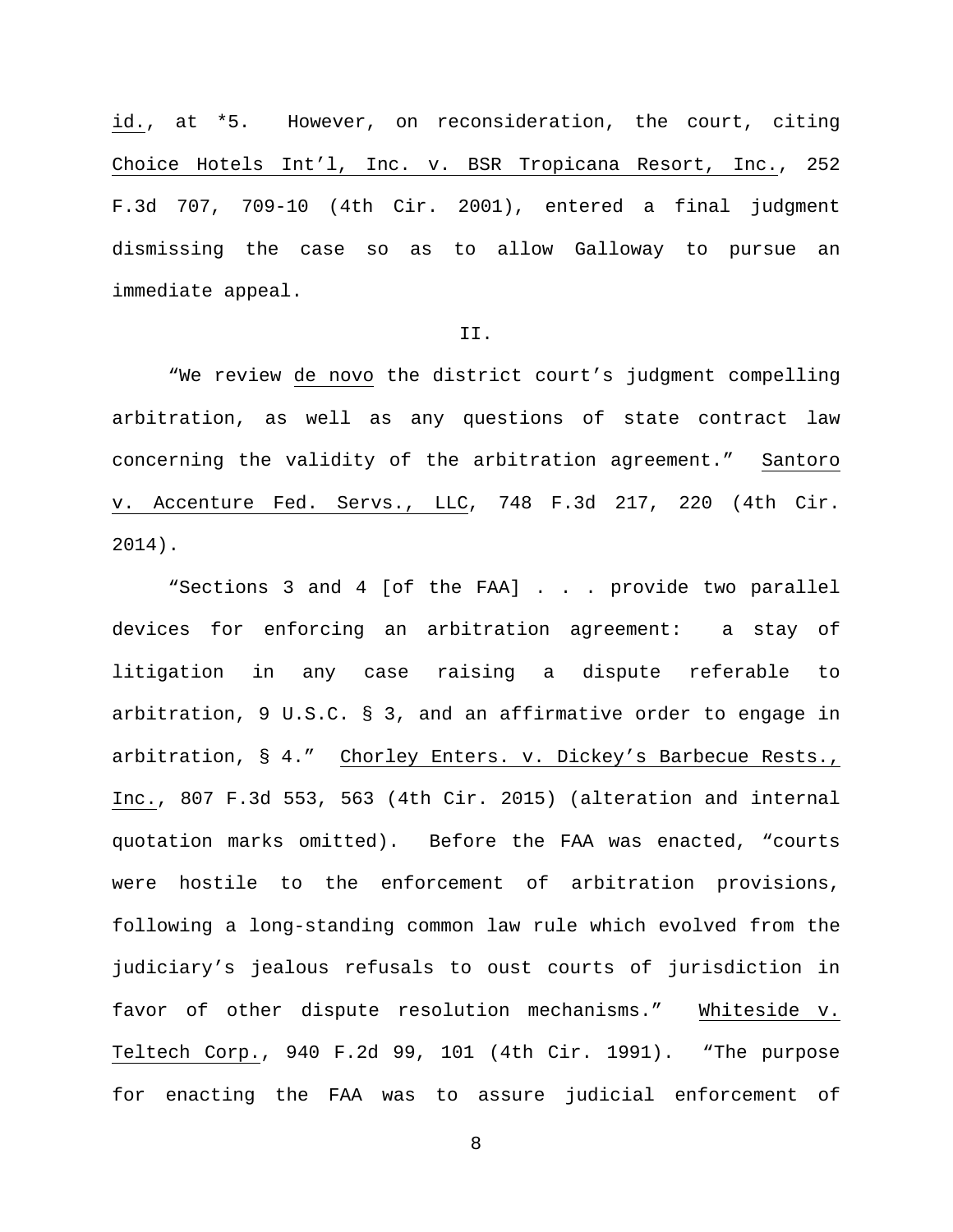id., at *5. However, on reconsideration, the court, citing Choice Hotels Int'l, Inc. v. BSR Tropicana Resort, Inc., 252 F.3d 707, 709-10 (4th Cir. 2001), entered a final judgment dismissing the case so as to allow Galloway to pursue an immediate appeal.

II.

"We review de novo the district court's judgment compelling arbitration, as well as any questions of state contract law concerning the validity of the arbitration agreement." Santoro v. Accenture Fed. Servs., LLC, 748 F.3d 217, 220 (4th Cir. 2014).

"Sections 3 and 4 [of the FAA] . . . provide two parallel devices for enforcing an arbitration agreement: a stay of litigation in any case raising a dispute referable to arbitration, 9 U.S.C. § 3, and an affirmative order to engage in arbitration, § 4." Chorley Enters. v. Dickey's Barbecue Rests., Inc., 807 F.3d 553, 563 (4th Cir. 2015) (alteration and internal quotation marks omitted). Before the FAA was enacted, "courts were hostile to the enforcement of arbitration provisions, following a long-standing common law rule which evolved from the judiciary's jealous refusals to oust courts of jurisdiction in favor of other dispute resolution mechanisms." Whiteside v. Teltech Corp., 940 F.2d 99, 101 (4th Cir. 1991). "The purpose for enacting the FAA was to assure judicial enforcement of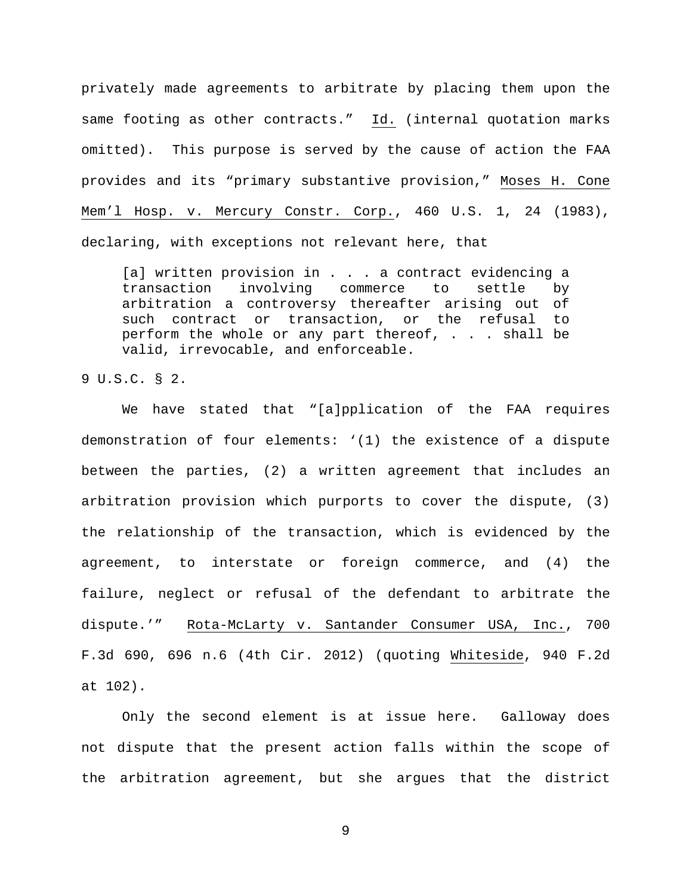privately made agreements to arbitrate by placing them upon the same footing as other contracts." Id. (internal quotation marks omitted). This purpose is served by the cause of action the FAA provides and its "primary substantive provision," Moses H. Cone Mem'l Hosp. v. Mercury Constr. Corp., 460 U.S. 1, 24 (1983), declaring, with exceptions not relevant here, that

> [a] written provision in . . . a contract evidencing a transaction involving commerce to settle by arbitration a controversy thereafter arising out of such contract or transaction, or the refusal to perform the whole or any part thereof, . . . shall be valid, irrevocable, and enforceable.

9 U.S.C. § 2.

We have stated that "[a]pplication of the FAA requires demonstration of four elements: '(1) the existence of a dispute between the parties, (2) a written agreement that includes an arbitration provision which purports to cover the dispute, (3) the relationship of the transaction, which is evidenced by the agreement, to interstate or foreign commerce, and (4) the failure, neglect or refusal of the defendant to arbitrate the dispute.'" Rota-McLarty v. Santander Consumer USA, Inc., 700 F.3d 690, 696 n.6 (4th Cir. 2012) (quoting Whiteside, 940 F.2d at 102).

Only the second element is at issue here. Galloway does not dispute that the present action falls within the scope of the arbitration agreement, but she argues that the district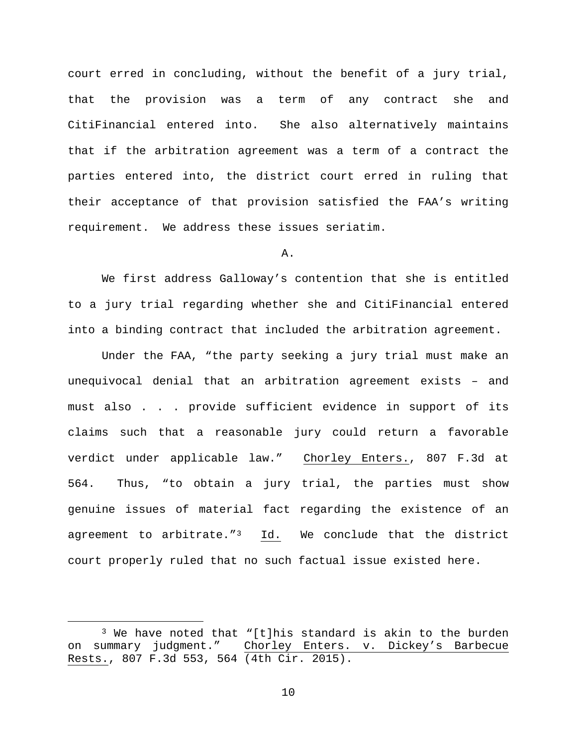court erred in concluding, without the benefit of a jury trial, that the provision was a term of any contract she and CitiFinancial entered into. She also alternatively maintains that if the arbitration agreement was a term of a contract the parties entered into, the district court erred in ruling that their acceptance of that provision satisfied the FAA's writing requirement. We address these issues seriatim.

## A.

We first address Galloway's contention that she is entitled to a jury trial regarding whether she and CitiFinancial entered into a binding contract that included the arbitration agreement.

Under the FAA, "the party seeking a jury trial must make an unequivocal denial that an arbitration agreement exists – and must also . . . provide sufficient evidence in support of its claims such that a reasonable jury could return a favorable verdict under applicable law." Chorley Enters., 807 F.3d at 564. Thus, "to obtain a jury trial, the parties must show genuine issues of material fact regarding the existence of an agreement to arbitrate."[3] Id. We conclude that the district court properly ruled that no such factual issue existed here.

---

[3] We have noted that "[t]his standard is akin to the burden on summary judgment." Chorley Enters. v. Dickey's Barbecue Rests., 807 F.3d 553, 564 (4th Cir. 2015).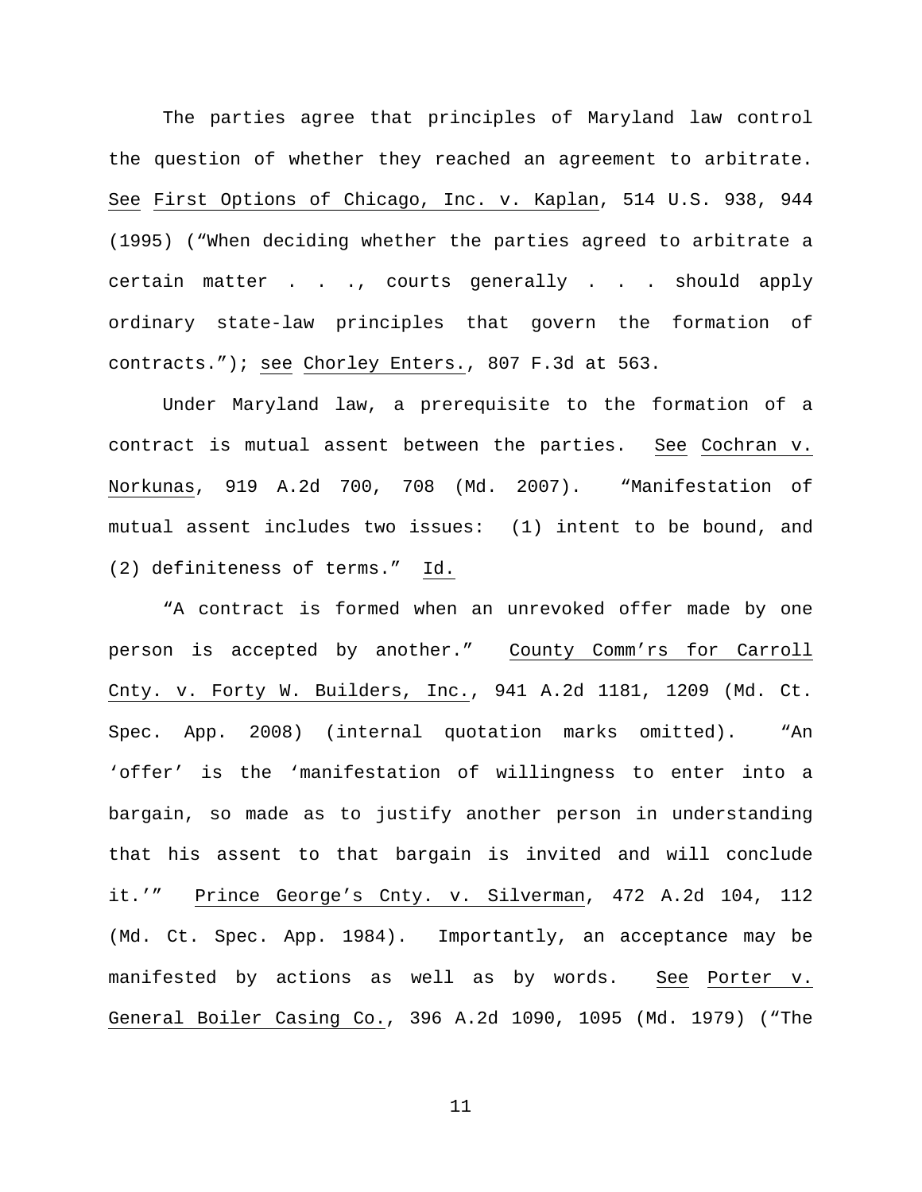The parties agree that principles of Maryland law control the question of whether they reached an agreement to arbitrate. See First Options of Chicago, Inc. v. Kaplan, 514 U.S. 938, 944 (1995) ("When deciding whether the parties agreed to arbitrate a certain matter . . ., courts generally . . . should apply ordinary state-law principles that govern the formation of contracts."); see Chorley Enters., 807 F.3d at 563.

Under Maryland law, a prerequisite to the formation of a contract is mutual assent between the parties. See Cochran v. Norkunas, 919 A.2d 700, 708 (Md. 2007). "Manifestation of mutual assent includes two issues: (1) intent to be bound, and (2) definiteness of terms." Id.

"A contract is formed when an unrevoked offer made by one person is accepted by another." County Comm'rs for Carroll Cnty. v. Forty W. Builders, Inc., 941 A.2d 1181, 1209 (Md. Ct. Spec. App. 2008) (internal quotation marks omitted). "An 'offer' is the 'manifestation of willingness to enter into a bargain, so made as to justify another person in understanding that his assent to that bargain is invited and will conclude it.'" Prince George's Cnty. v. Silverman, 472 A.2d 104, 112 (Md. Ct. Spec. App. 1984). Importantly, an acceptance may be manifested by actions as well as by words. See Porter v. General Boiler Casing Co., 396 A.2d 1090, 1095 (Md. 1979) ("The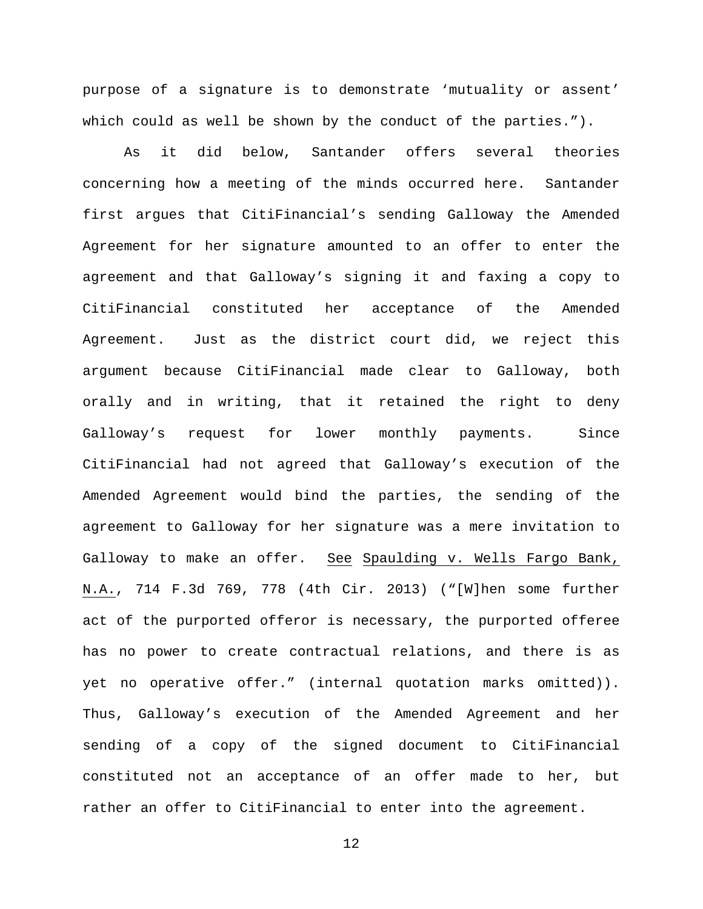purpose of a signature is to demonstrate 'mutuality or assent' which could as well be shown by the conduct of the parties.").

As it did below, Santander offers several theories concerning how a meeting of the minds occurred here. Santander first argues that CitiFinancial's sending Galloway the Amended Agreement for her signature amounted to an offer to enter the agreement and that Galloway's signing it and faxing a copy to CitiFinancial constituted her acceptance of the Amended Agreement. Just as the district court did, we reject this argument because CitiFinancial made clear to Galloway, both orally and in writing, that it retained the right to deny Galloway's request for lower monthly payments. Since CitiFinancial had not agreed that Galloway's execution of the Amended Agreement would bind the parties, the sending of the agreement to Galloway for her signature was a mere invitation to Galloway to make an offer. See Spaulding v. Wells Fargo Bank, N.A., 714 F.3d 769, 778 (4th Cir. 2013) ("[W]hen some further act of the purported offeror is necessary, the purported offeree has no power to create contractual relations, and there is as yet no operative offer." (internal quotation marks omitted)). Thus, Galloway's execution of the Amended Agreement and her sending of a copy of the signed document to CitiFinancial constituted not an acceptance of an offer made to her, but rather an offer to CitiFinancial to enter into the agreement.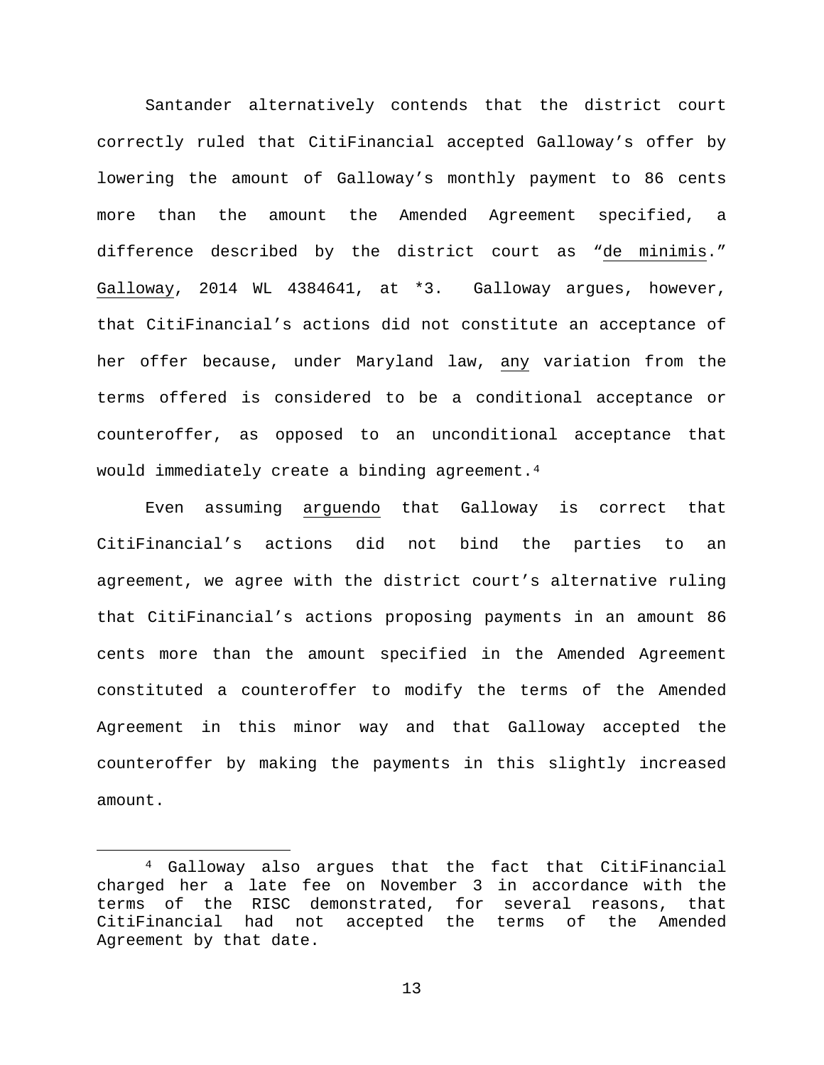Santander alternatively contends that the district court correctly ruled that CitiFinancial accepted Galloway's offer by lowering the amount of Galloway's monthly payment to 86 cents more than the amount the Amended Agreement specified, a difference described by the district court as "de minimis." Galloway, 2014 WL 4384641, at *3. Galloway argues, however, that CitiFinancial's actions did not constitute an acceptance of her offer because, under Maryland law, any variation from the terms offered is considered to be a conditional acceptance or counteroffer, as opposed to an unconditional acceptance that would immediately create a binding agreement.[4]

Even assuming arguendo that Galloway is correct that CitiFinancial's actions did not bind the parties to an agreement, we agree with the district court's alternative ruling that CitiFinancial's actions proposing payments in an amount 86 cents more than the amount specified in the Amended Agreement constituted a counteroffer to modify the terms of the Amended Agreement in this minor way and that Galloway accepted the counteroffer by making the payments in this slightly increased amount.

[4] Galloway also argues that the fact that CitiFinancial charged her a late fee on November 3 in accordance with the terms of the RISC demonstrated, for several reasons, that CitiFinancial had not accepted the terms of the Amended Agreement by that date.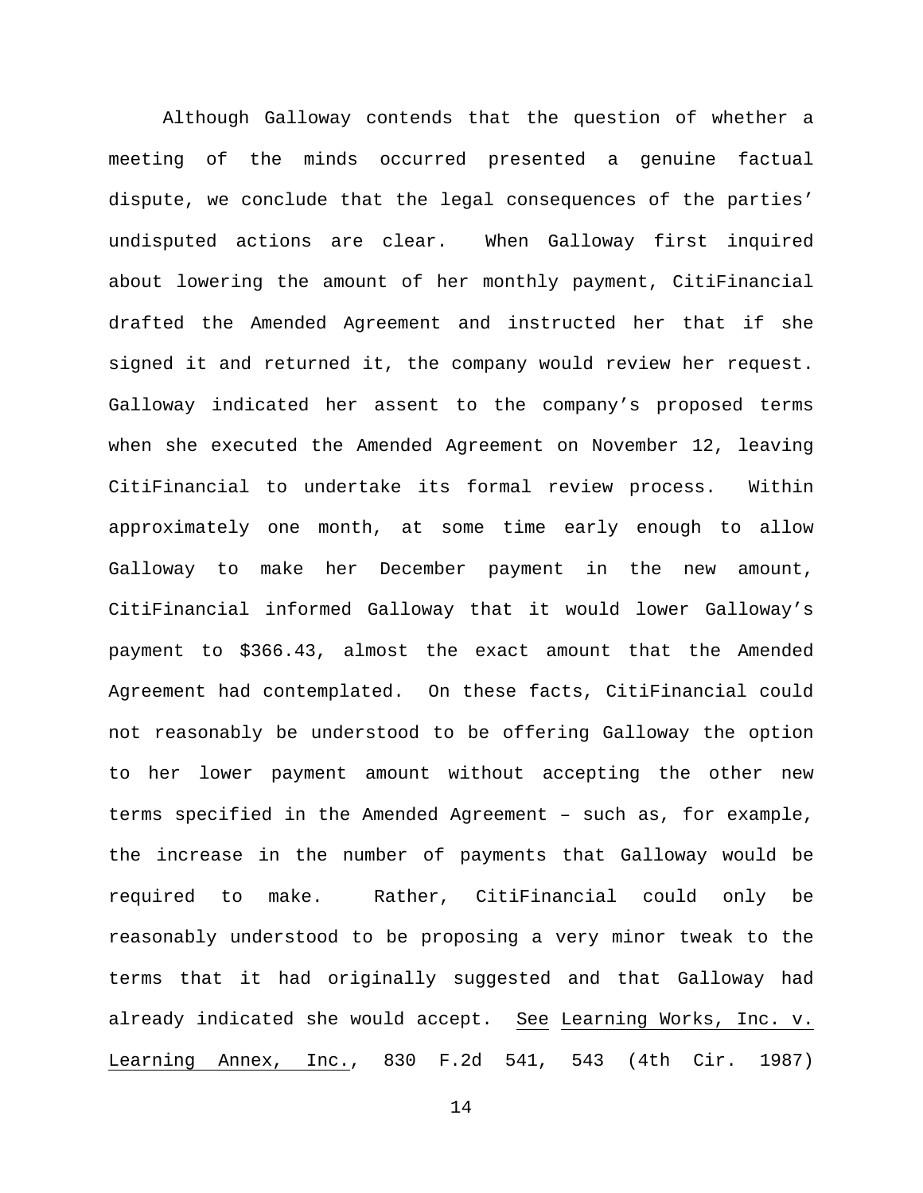Although Galloway contends that the question of whether a meeting of the minds occurred presented a genuine factual dispute, we conclude that the legal consequences of the parties' undisputed actions are clear. When Galloway first inquired about lowering the amount of her monthly payment, CitiFinancial drafted the Amended Agreement and instructed her that if she signed it and returned it, the company would review her request. Galloway indicated her assent to the company's proposed terms when she executed the Amended Agreement on November 12, leaving CitiFinancial to undertake its formal review process. Within approximately one month, at some time early enough to allow Galloway to make her December payment in the new amount, CitiFinancial informed Galloway that it would lower Galloway's payment to $366.43, almost the exact amount that the Amended Agreement had contemplated. On these facts, CitiFinancial could not reasonably be understood to be offering Galloway the option to her lower payment amount without accepting the other new terms specified in the Amended Agreement – such as, for example, the increase in the number of payments that Galloway would be required to make. Rather, CitiFinancial could only be reasonably understood to be proposing a very minor tweak to the terms that it had originally suggested and that Galloway had already indicated she would accept. See Learning Works, Inc. v. Learning Annex, Inc., 830 F.2d 541, 543 (4th Cir. 1987)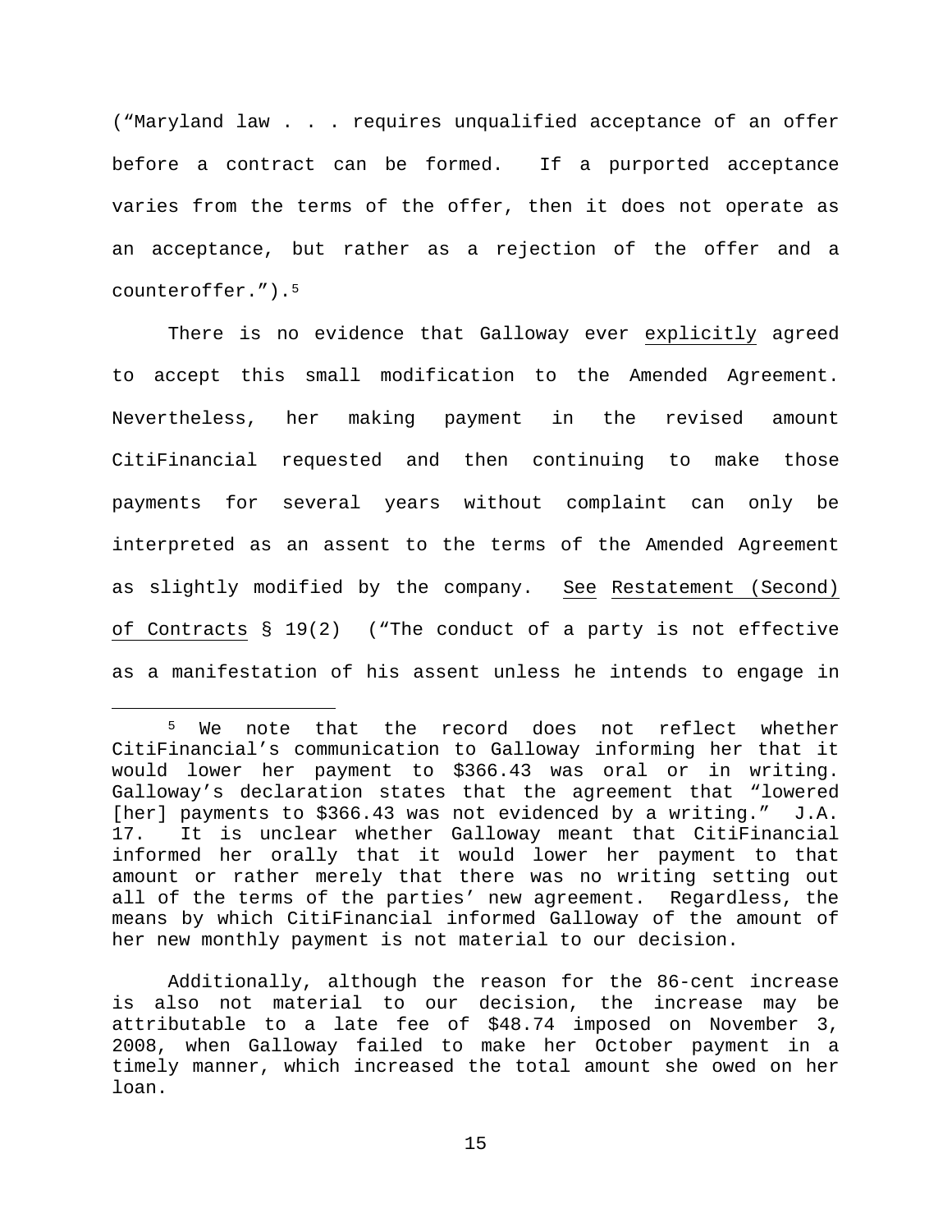("Maryland law . . . requires unqualified acceptance of an offer before a contract can be formed. If a purported acceptance varies from the terms of the offer, then it does not operate as an acceptance, but rather as a rejection of the offer and a counteroffer.").[5]

There is no evidence that Galloway ever explicitly agreed to accept this small modification to the Amended Agreement. Nevertheless, her making payment in the revised amount CitiFinancial requested and then continuing to make those payments for several years without complaint can only be interpreted as an assent to the terms of the Amended Agreement as slightly modified by the company. See Restatement (Second) of Contracts § 19(2) ("The conduct of a party is not effective as a manifestation of his assent unless he intends to engage in

---

[5] We note that the record does not reflect whether CitiFinancial's communication to Galloway informing her that it would lower her payment to $366.43 was oral or in writing. Galloway's declaration states that the agreement that "lowered [her] payments to $366.43 was not evidenced by a writing." J.A. 17. It is unclear whether Galloway meant that CitiFinancial informed her orally that it would lower her payment to that amount or rather merely that there was no writing setting out all of the terms of the parties' new agreement. Regardless, the means by which CitiFinancial informed Galloway of the amount of her new monthly payment is not material to our decision.

Additionally, although the reason for the 86-cent increase is also not material to our decision, the increase may be attributable to a late fee of $48.74 imposed on November 3, 2008, when Galloway failed to make her October payment in a timely manner, which increased the total amount she owed on her loan.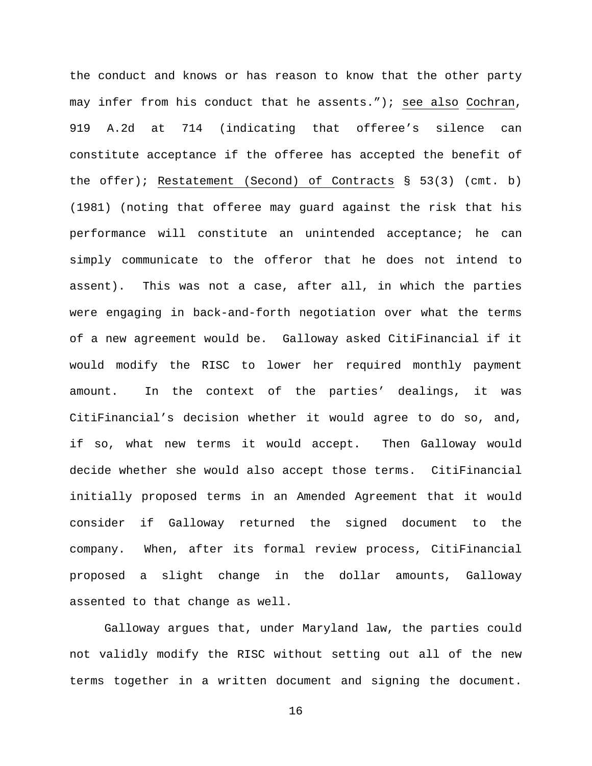the conduct and knows or has reason to know that the other party may infer from his conduct that he assents."); see also Cochran, 919 A.2d at 714 (indicating that offeree's silence can constitute acceptance if the offeree has accepted the benefit of the offer); Restatement (Second) of Contracts § 53(3) (cmt. b) (1981) (noting that offeree may guard against the risk that his performance will constitute an unintended acceptance; he can simply communicate to the offeror that he does not intend to assent). This was not a case, after all, in which the parties were engaging in back-and-forth negotiation over what the terms of a new agreement would be. Galloway asked CitiFinancial if it would modify the RISC to lower her required monthly payment amount. In the context of the parties' dealings, it was CitiFinancial's decision whether it would agree to do so, and, if so, what new terms it would accept. Then Galloway would decide whether she would also accept those terms. CitiFinancial initially proposed terms in an Amended Agreement that it would consider if Galloway returned the signed document to the company. When, after its formal review process, CitiFinancial proposed a slight change in the dollar amounts, Galloway assented to that change as well.

Galloway argues that, under Maryland law, the parties could not validly modify the RISC without setting out all of the new terms together in a written document and signing the document.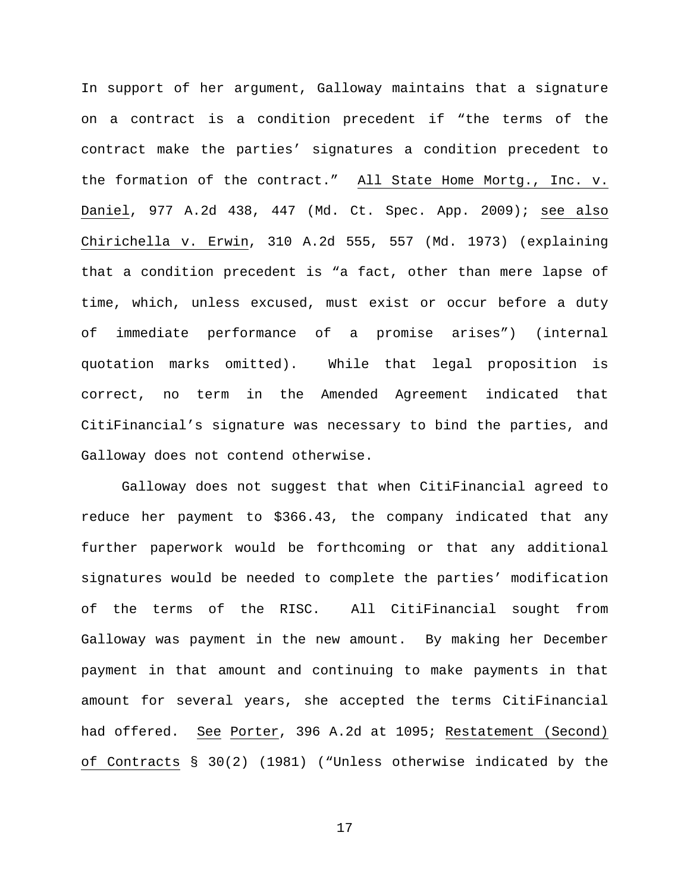In support of her argument, Galloway maintains that a signature on a contract is a condition precedent if "the terms of the contract make the parties' signatures a condition precedent to the formation of the contract." All State Home Mortg., Inc. v. Daniel, 977 A.2d 438, 447 (Md. Ct. Spec. App. 2009); see also Chirichella v. Erwin, 310 A.2d 555, 557 (Md. 1973) (explaining that a condition precedent is "a fact, other than mere lapse of time, which, unless excused, must exist or occur before a duty of immediate performance of a promise arises") (internal quotation marks omitted). While that legal proposition is correct, no term in the Amended Agreement indicated that CitiFinancial's signature was necessary to bind the parties, and Galloway does not contend otherwise.

Galloway does not suggest that when CitiFinancial agreed to reduce her payment to $366.43, the company indicated that any further paperwork would be forthcoming or that any additional signatures would be needed to complete the parties' modification of the terms of the RISC. All CitiFinancial sought from Galloway was payment in the new amount. By making her December payment in that amount and continuing to make payments in that amount for several years, she accepted the terms CitiFinancial had offered. See Porter, 396 A.2d at 1095; Restatement (Second) of Contracts § 30(2) (1981) ("Unless otherwise indicated by the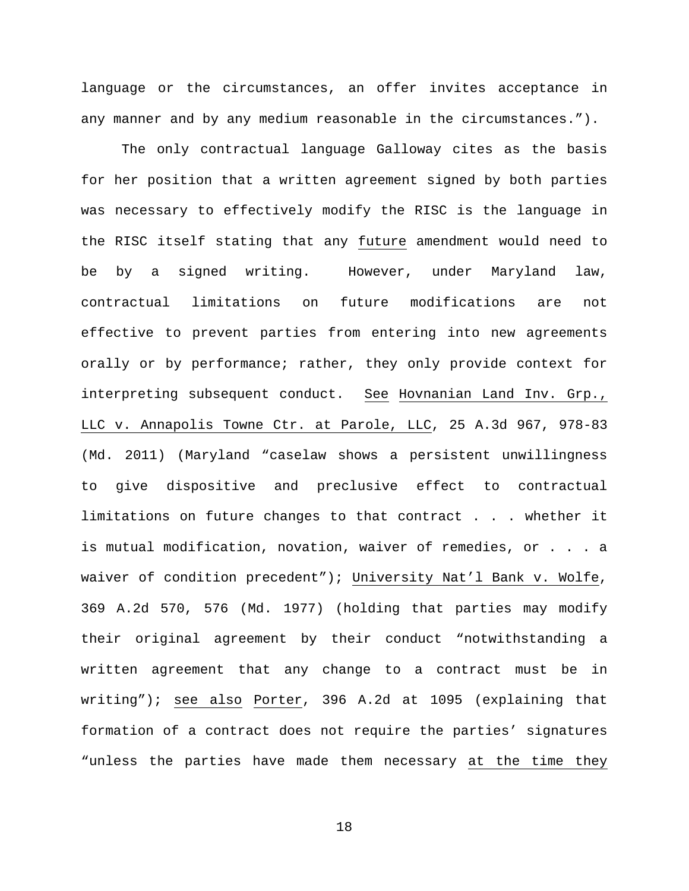language or the circumstances, an offer invites acceptance in any manner and by any medium reasonable in the circumstances.").

The only contractual language Galloway cites as the basis for her position that a written agreement signed by both parties was necessary to effectively modify the RISC is the language in the RISC itself stating that any _future_ amendment would need to be by a signed writing. However, under Maryland law, contractual limitations on future modifications are not effective to prevent parties from entering into new agreements orally or by performance; rather, they only provide context for interpreting subsequent conduct. _See_ _Hovnanian Land Inv. Grp., LLC v. Annapolis Towne Ctr. at Parole, LLC_, 25 A.3d 967, 978-83 (Md. 2011) (Maryland "caselaw shows a persistent unwillingness to give dispositive and preclusive effect to contractual limitations on future changes to that contract . . . whether it is mutual modification, novation, waiver of remedies, or . . . a waiver of condition precedent"); _University Nat'l Bank v. Wolfe_, 369 A.2d 570, 576 (Md. 1977) (holding that parties may modify their original agreement by their conduct "notwithstanding a written agreement that any change to a contract must be in writing"); _see also_ _Porter_, 396 A.2d at 1095 (explaining that formation of a contract does not require the parties' signatures "unless the parties have made them necessary _at the time they_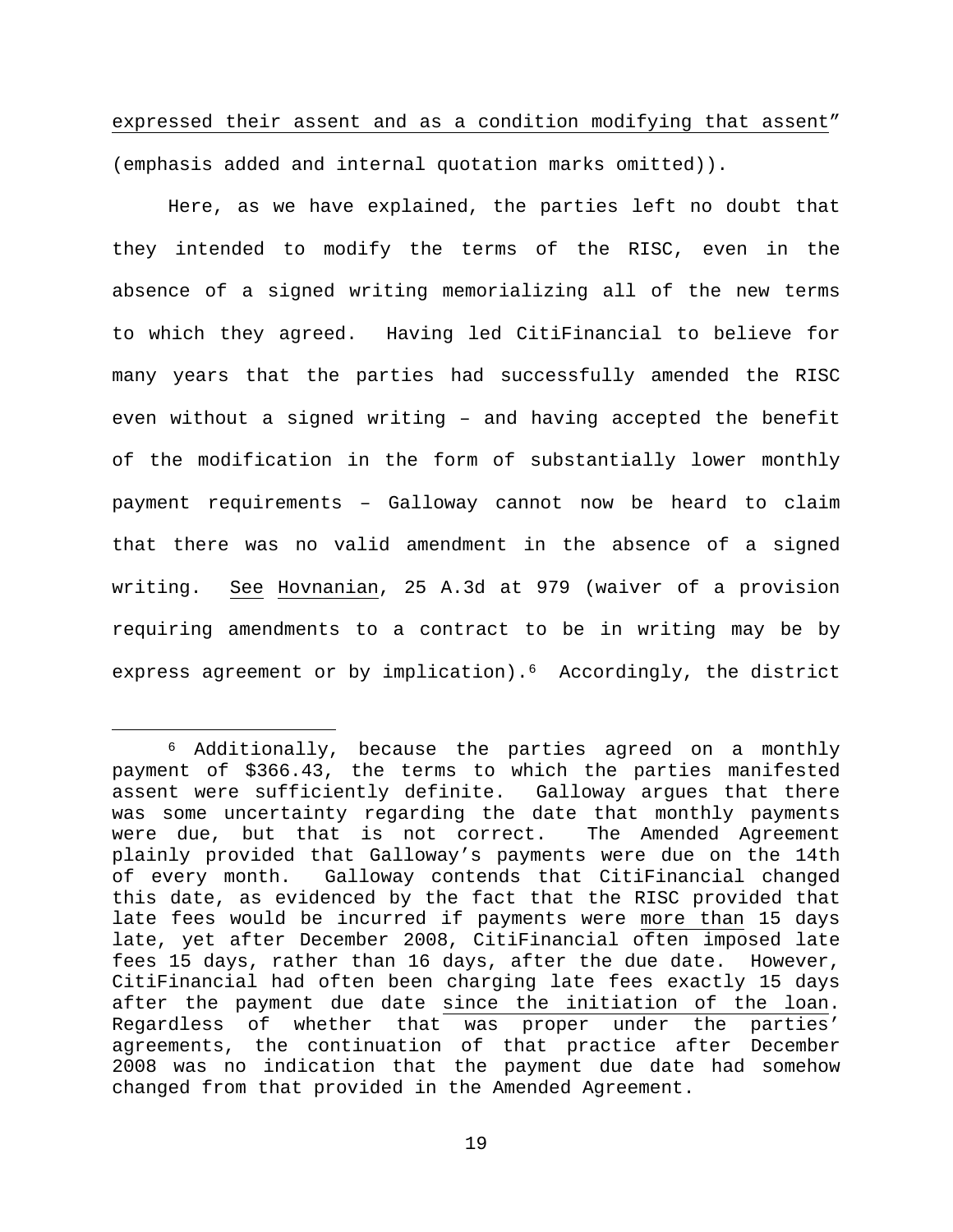expressed their assent and as a condition modifying that assent" (emphasis added and internal quotation marks omitted)).

Here, as we have explained, the parties left no doubt that they intended to modify the terms of the RISC, even in the absence of a signed writing memorializing all of the new terms to which they agreed. Having led CitiFinancial to believe for many years that the parties had successfully amended the RISC even without a signed writing – and having accepted the benefit of the modification in the form of substantially lower monthly payment requirements – Galloway cannot now be heard to claim that there was no valid amendment in the absence of a signed writing. See Hovnanian, 25 A.3d at 979 (waiver of a provision requiring amendments to a contract to be in writing may be by express agreement or by implication).[6] Accordingly, the district

---

[6] Additionally, because the parties agreed on a monthly payment of $366.43, the terms to which the parties manifested assent were sufficiently definite. Galloway argues that there was some uncertainty regarding the date that monthly payments were due, but that is not correct. The Amended Agreement plainly provided that Galloway's payments were due on the 14th of every month. Galloway contends that CitiFinancial changed this date, as evidenced by the fact that the RISC provided that late fees would be incurred if payments were more than 15 days late, yet after December 2008, CitiFinancial often imposed late fees 15 days, rather than 16 days, after the due date. However, CitiFinancial had often been charging late fees exactly 15 days after the payment due date since the initiation of the loan. Regardless of whether that was proper under the parties' agreements, the continuation of that practice after December 2008 was no indication that the payment due date had somehow changed from that provided in the Amended Agreement.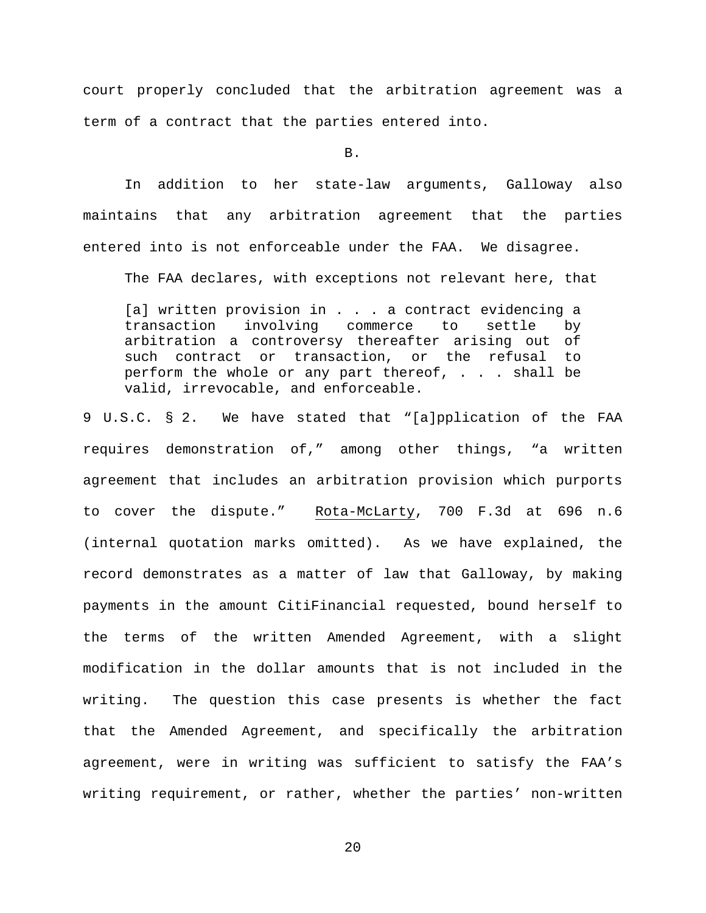court properly concluded that the arbitration agreement was a term of a contract that the parties entered into.

B.

In addition to her state-law arguments, Galloway also maintains that any arbitration agreement that the parties entered into is not enforceable under the FAA. We disagree.

The FAA declares, with exceptions not relevant here, that

> [a] written provision in . . . a contract evidencing a transaction involving commerce to settle by arbitration a controversy thereafter arising out of such contract or transaction, or the refusal to perform the whole or any part thereof, . . . shall be valid, irrevocable, and enforceable.

9 U.S.C. § 2. We have stated that "[a]pplication of the FAA requires demonstration of," among other things, "a written agreement that includes an arbitration provision which purports to cover the dispute." Rota-McLarty, 700 F.3d at 696 n.6 (internal quotation marks omitted). As we have explained, the record demonstrates as a matter of law that Galloway, by making payments in the amount CitiFinancial requested, bound herself to the terms of the written Amended Agreement, with a slight modification in the dollar amounts that is not included in the writing. The question this case presents is whether the fact that the Amended Agreement, and specifically the arbitration agreement, were in writing was sufficient to satisfy the FAA's writing requirement, or rather, whether the parties' non-written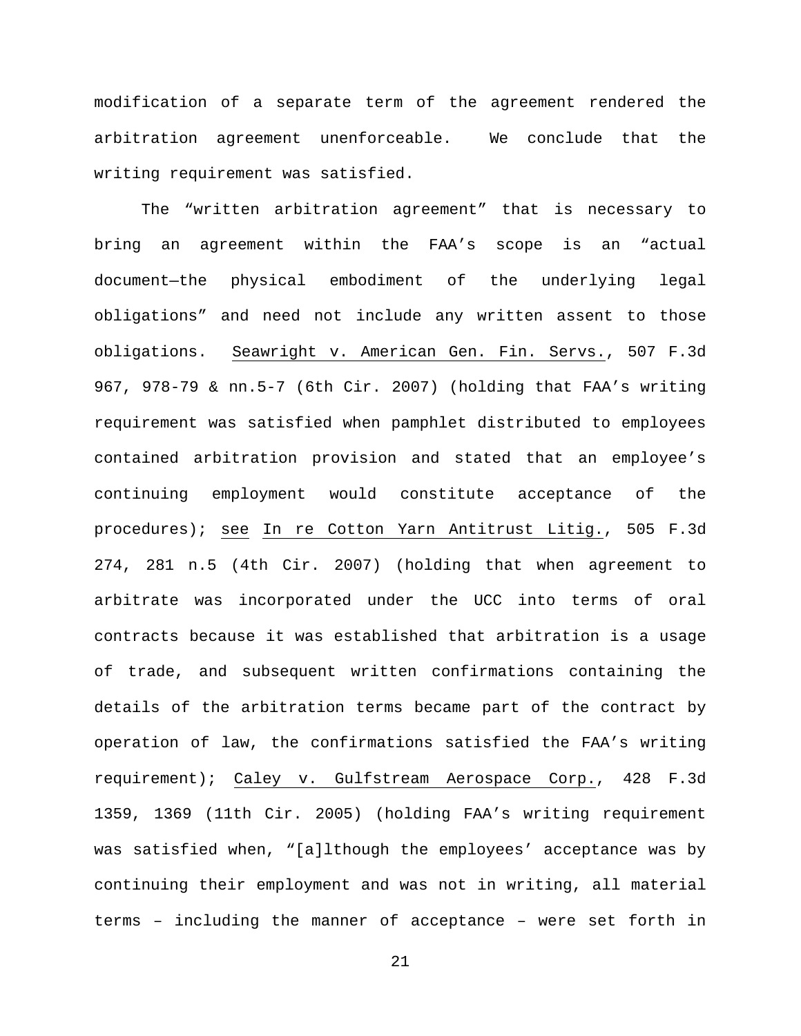modification of a separate term of the agreement rendered the arbitration agreement unenforceable. We conclude that the writing requirement was satisfied.

The "written arbitration agreement" that is necessary to bring an agreement within the FAA's scope is an "actual document—the physical embodiment of the underlying legal obligations" and need not include any written assent to those obligations. Seawright v. American Gen. Fin. Servs., 507 F.3d 967, 978-79 & nn.5-7 (6th Cir. 2007) (holding that FAA's writing requirement was satisfied when pamphlet distributed to employees contained arbitration provision and stated that an employee's continuing employment would constitute acceptance of the procedures); see In re Cotton Yarn Antitrust Litig., 505 F.3d 274, 281 n.5 (4th Cir. 2007) (holding that when agreement to arbitrate was incorporated under the UCC into terms of oral contracts because it was established that arbitration is a usage of trade, and subsequent written confirmations containing the details of the arbitration terms became part of the contract by operation of law, the confirmations satisfied the FAA's writing requirement); Caley v. Gulfstream Aerospace Corp., 428 F.3d 1359, 1369 (11th Cir. 2005) (holding FAA's writing requirement was satisfied when, "[a]lthough the employees' acceptance was by continuing their employment and was not in writing, all material terms – including the manner of acceptance – were set forth in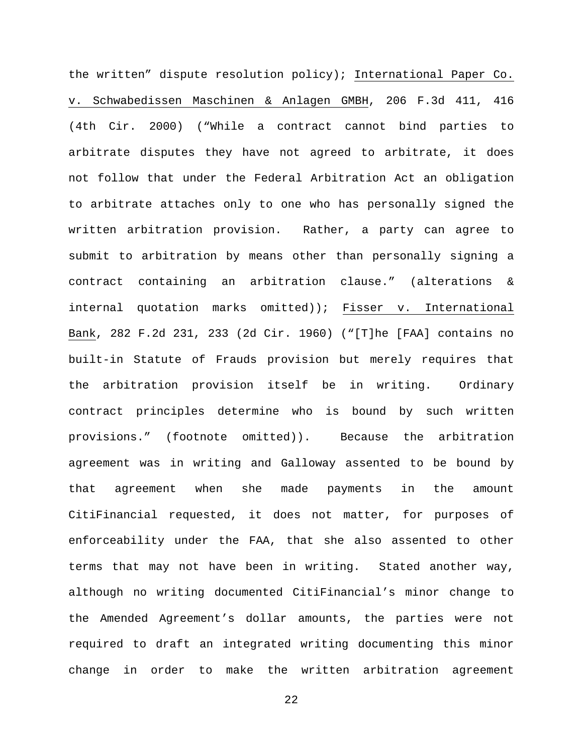the written" dispute resolution policy); International Paper Co. v. Schwabedissen Maschinen & Anlagen GMBH, 206 F.3d 411, 416 (4th Cir. 2000) ("While a contract cannot bind parties to arbitrate disputes they have not agreed to arbitrate, it does not follow that under the Federal Arbitration Act an obligation to arbitrate attaches only to one who has personally signed the written arbitration provision. Rather, a party can agree to submit to arbitration by means other than personally signing a contract containing an arbitration clause." (alterations & internal quotation marks omitted)); Fisser v. International Bank, 282 F.2d 231, 233 (2d Cir. 1960) ("[T]he [FAA] contains no built-in Statute of Frauds provision but merely requires that the arbitration provision itself be in writing. Ordinary contract principles determine who is bound by such written provisions." (footnote omitted)). Because the arbitration agreement was in writing and Galloway assented to be bound by that agreement when she made payments in the amount CitiFinancial requested, it does not matter, for purposes of enforceability under the FAA, that she also assented to other terms that may not have been in writing. Stated another way, although no writing documented CitiFinancial's minor change to the Amended Agreement's dollar amounts, the parties were not required to draft an integrated writing documenting this minor change in order to make the written arbitration agreement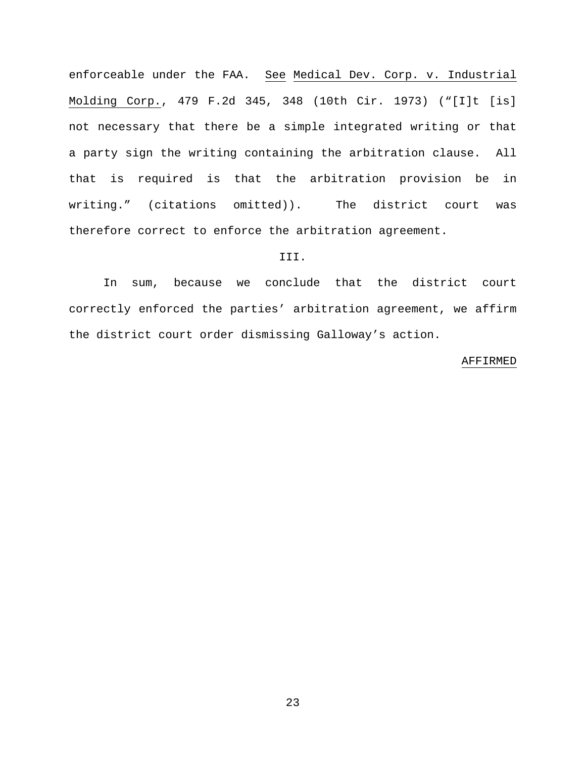enforceable under the FAA. See Medical Dev. Corp. v. Industrial Molding Corp., 479 F.2d 345, 348 (10th Cir. 1973) ("[I]t [is] not necessary that there be a simple integrated writing or that a party sign the writing containing the arbitration clause. All that is required is that the arbitration provision be in writing." (citations omitted)). The district court was therefore correct to enforce the arbitration agreement.

III.

In sum, because we conclude that the district court correctly enforced the parties' arbitration agreement, we affirm the district court order dismissing Galloway's action.

AFFIRMED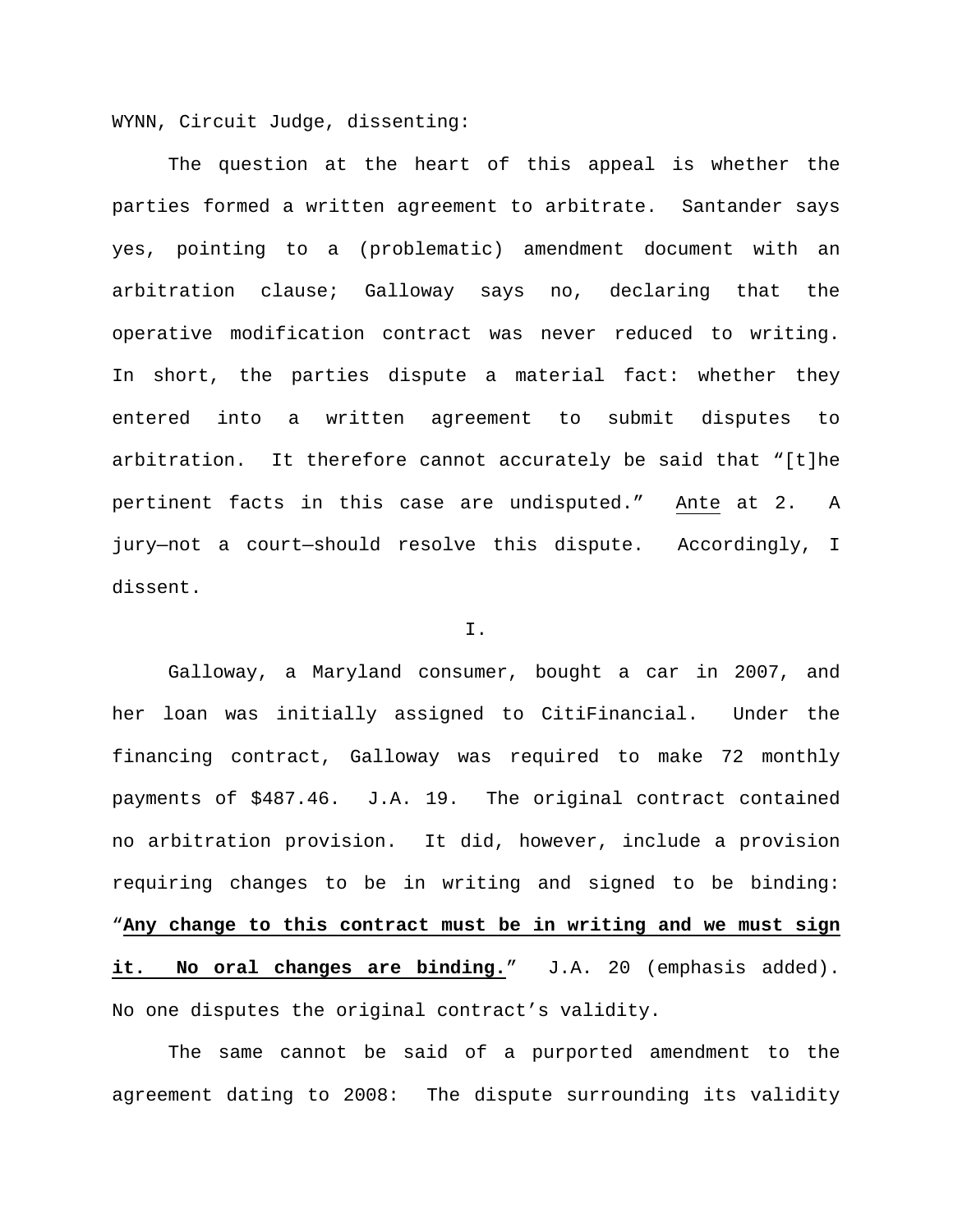WYNN, Circuit Judge, dissenting:

The question at the heart of this appeal is whether the parties formed a written agreement to arbitrate. Santander says yes, pointing to a (problematic) amendment document with an arbitration clause; Galloway says no, declaring that the operative modification contract was never reduced to writing. In short, the parties dispute a material fact: whether they entered into a written agreement to submit disputes to arbitration. It therefore cannot accurately be said that "[t]he pertinent facts in this case are undisputed." Ante at 2. A jury—not a court—should resolve this dispute. Accordingly, I dissent.

I.

Galloway, a Maryland consumer, bought a car in 2007, and her loan was initially assigned to CitiFinancial. Under the financing contract, Galloway was required to make 72 monthly payments of $487.46. J.A. 19. The original contract contained no arbitration provision. It did, however, include a provision requiring changes to be in writing and signed to be binding: "**Any change to this contract must be in writing and we must sign it. No oral changes are binding.**" J.A. 20 (emphasis added). No one disputes the original contract's validity.

The same cannot be said of a purported amendment to the agreement dating to 2008: The dispute surrounding its validity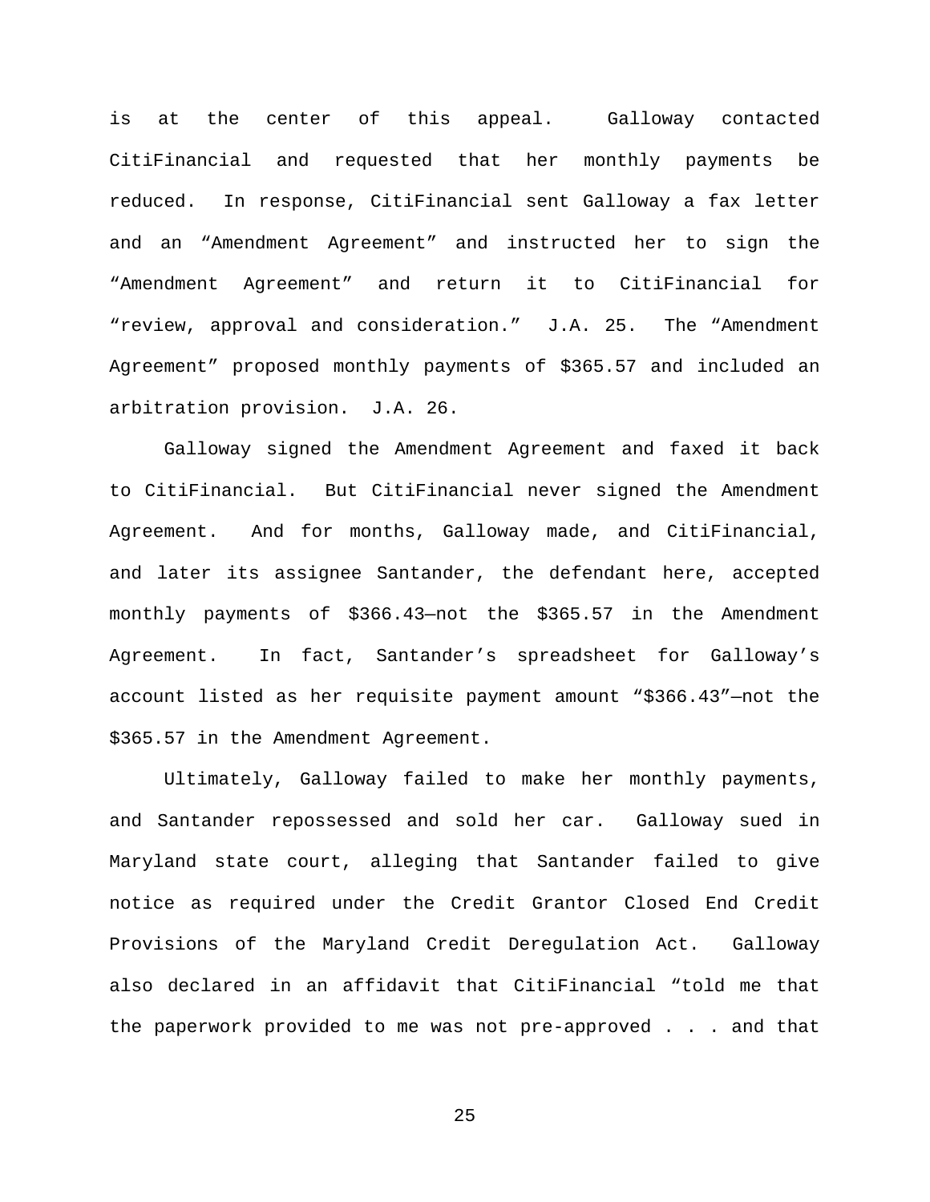is at the center of this appeal. Galloway contacted CitiFinancial and requested that her monthly payments be reduced. In response, CitiFinancial sent Galloway a fax letter and an "Amendment Agreement" and instructed her to sign the "Amendment Agreement" and return it to CitiFinancial for "review, approval and consideration." J.A. 25. The "Amendment Agreement" proposed monthly payments of $365.57 and included an arbitration provision. J.A. 26.

Galloway signed the Amendment Agreement and faxed it back to CitiFinancial. But CitiFinancial never signed the Amendment Agreement. And for months, Galloway made, and CitiFinancial, and later its assignee Santander, the defendant here, accepted monthly payments of $366.43—not the $365.57 in the Amendment Agreement. In fact, Santander's spreadsheet for Galloway's account listed as her requisite payment amount "$366.43"—not the $365.57 in the Amendment Agreement.

Ultimately, Galloway failed to make her monthly payments, and Santander repossessed and sold her car. Galloway sued in Maryland state court, alleging that Santander failed to give notice as required under the Credit Grantor Closed End Credit Provisions of the Maryland Credit Deregulation Act. Galloway also declared in an affidavit that CitiFinancial "told me that the paperwork provided to me was not pre-approved . . . and that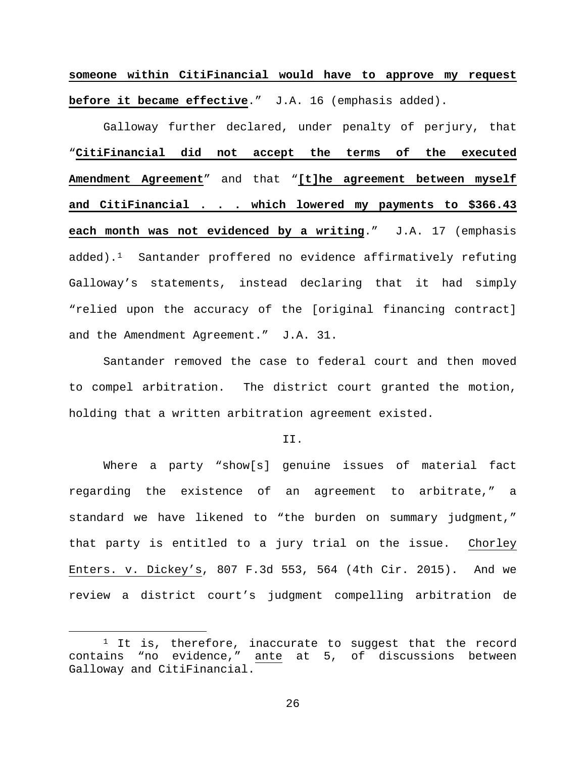**someone within CitiFinancial would have to approve my request before it became effective**." J.A. 16 (emphasis added).

Galloway further declared, under penalty of perjury, that "**CitiFinancial did not accept the terms of the executed Amendment Agreement**" and that "**[t]he agreement between myself and CitiFinancial . . . which lowered my payments to $366.43 each month was not evidenced by a writing**." J.A. 17 (emphasis added).[1] Santander proffered no evidence affirmatively refuting Galloway's statements, instead declaring that it had simply "relied upon the accuracy of the [original financing contract] and the Amendment Agreement." J.A. 31.

Santander removed the case to federal court and then moved to compel arbitration. The district court granted the motion, holding that a written arbitration agreement existed.

II.

Where a party "show[s] genuine issues of material fact regarding the existence of an agreement to arbitrate," a standard we have likened to "the burden on summary judgment," that party is entitled to a jury trial on the issue. Chorley Enters. v. Dickey's, 807 F.3d 553, 564 (4th Cir. 2015). And we review a district court's judgment compelling arbitration de

[1] It is, therefore, inaccurate to suggest that the record contains "no evidence," ante at 5, of discussions between Galloway and CitiFinancial.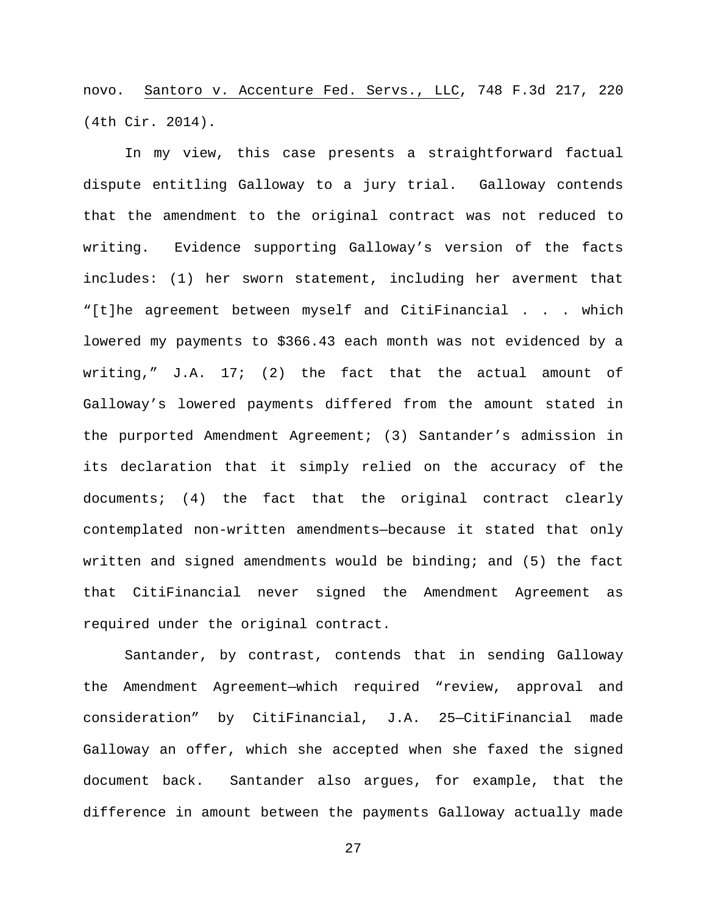novo. Santoro v. Accenture Fed. Servs., LLC, 748 F.3d 217, 220 (4th Cir. 2014).

In my view, this case presents a straightforward factual dispute entitling Galloway to a jury trial. Galloway contends that the amendment to the original contract was not reduced to writing. Evidence supporting Galloway's version of the facts includes: (1) her sworn statement, including her averment that "[t]he agreement between myself and CitiFinancial . . . which lowered my payments to $366.43 each month was not evidenced by a writing," J.A. 17; (2) the fact that the actual amount of Galloway's lowered payments differed from the amount stated in the purported Amendment Agreement; (3) Santander's admission in its declaration that it simply relied on the accuracy of the documents; (4) the fact that the original contract clearly contemplated non-written amendments—because it stated that only written and signed amendments would be binding; and (5) the fact that CitiFinancial never signed the Amendment Agreement as required under the original contract.

Santander, by contrast, contends that in sending Galloway the Amendment Agreement—which required "review, approval and consideration" by CitiFinancial, J.A. 25—CitiFinancial made Galloway an offer, which she accepted when she faxed the signed document back. Santander also argues, for example, that the difference in amount between the payments Galloway actually made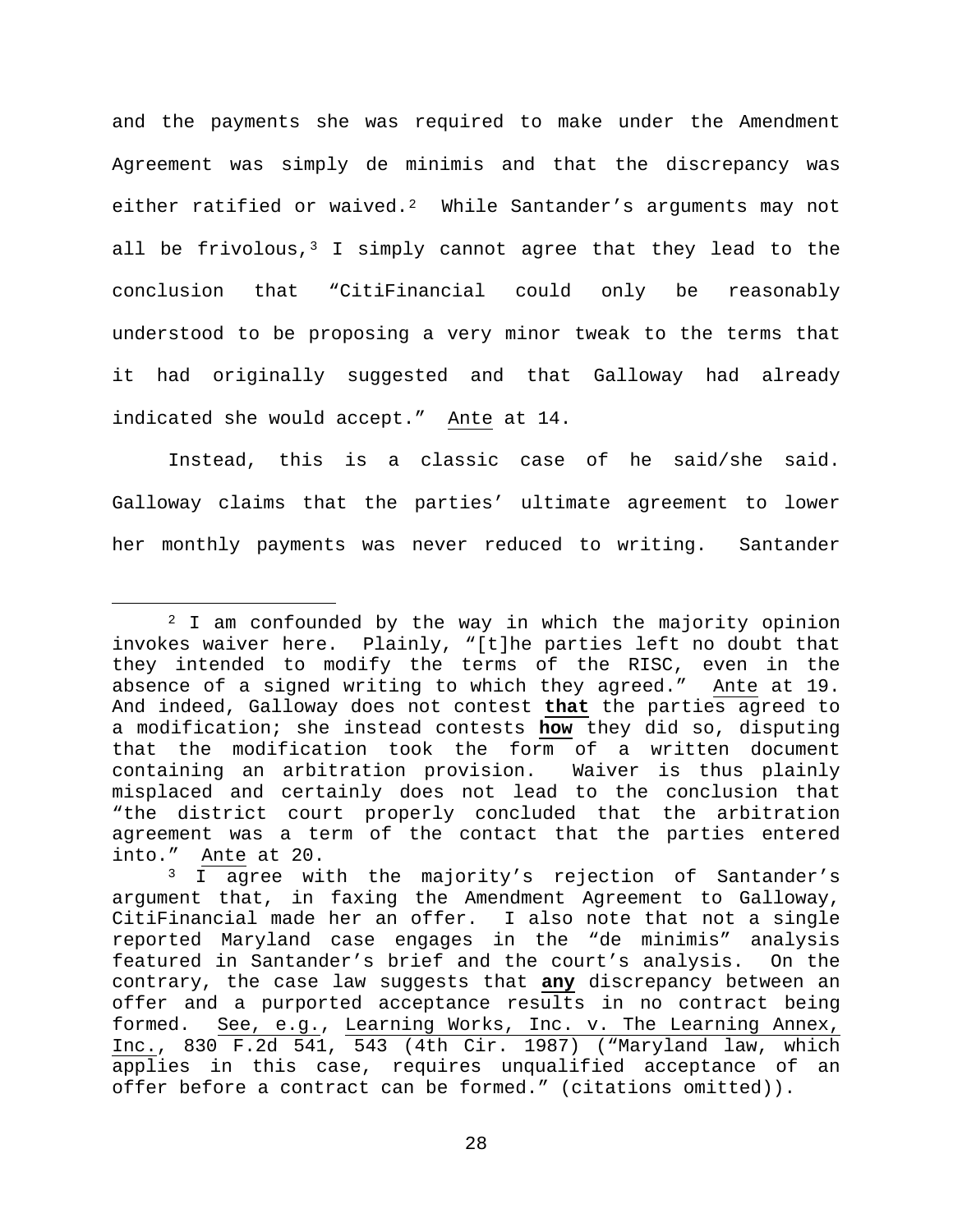and the payments she was required to make under the Amendment Agreement was simply de minimis and that the discrepancy was either ratified or waived.[2] While Santander's arguments may not all be frivolous,[3] I simply cannot agree that they lead to the conclusion that "CitiFinancial could only be reasonably understood to be proposing a very minor tweak to the terms that it had originally suggested and that Galloway had already indicated she would accept." Ante at 14.

Instead, this is a classic case of he said/she said. Galloway claims that the parties' ultimate agreement to lower her monthly payments was never reduced to writing. Santander

---

[2] I am confounded by the way in which the majority opinion invokes waiver here. Plainly, "[t]he parties left no doubt that they intended to modify the terms of the RISC, even in the absence of a signed writing to which they agreed." Ante at 19. And indeed, Galloway does not contest **that** the parties agreed to a modification; she instead contests **how** they did so, disputing that the modification took the form of a written document containing an arbitration provision. Waiver is thus plainly misplaced and certainly does not lead to the conclusion that "the district court properly concluded that the arbitration agreement was a term of the contact that the parties entered into." Ante at 20.

[3] I agree with the majority's rejection of Santander's argument that, in faxing the Amendment Agreement to Galloway, CitiFinancial made her an offer. I also note that not a single reported Maryland case engages in the "de minimis" analysis featured in Santander's brief and the court's analysis. On the contrary, the case law suggests that **any** discrepancy between an offer and a purported acceptance results in no contract being formed. See, e.g., Learning Works, Inc. v. The Learning Annex, Inc., 830 F.2d 541, 543 (4th Cir. 1987) ("Maryland law, which applies in this case, requires unqualified acceptance of an offer before a contract can be formed." (citations omitted)).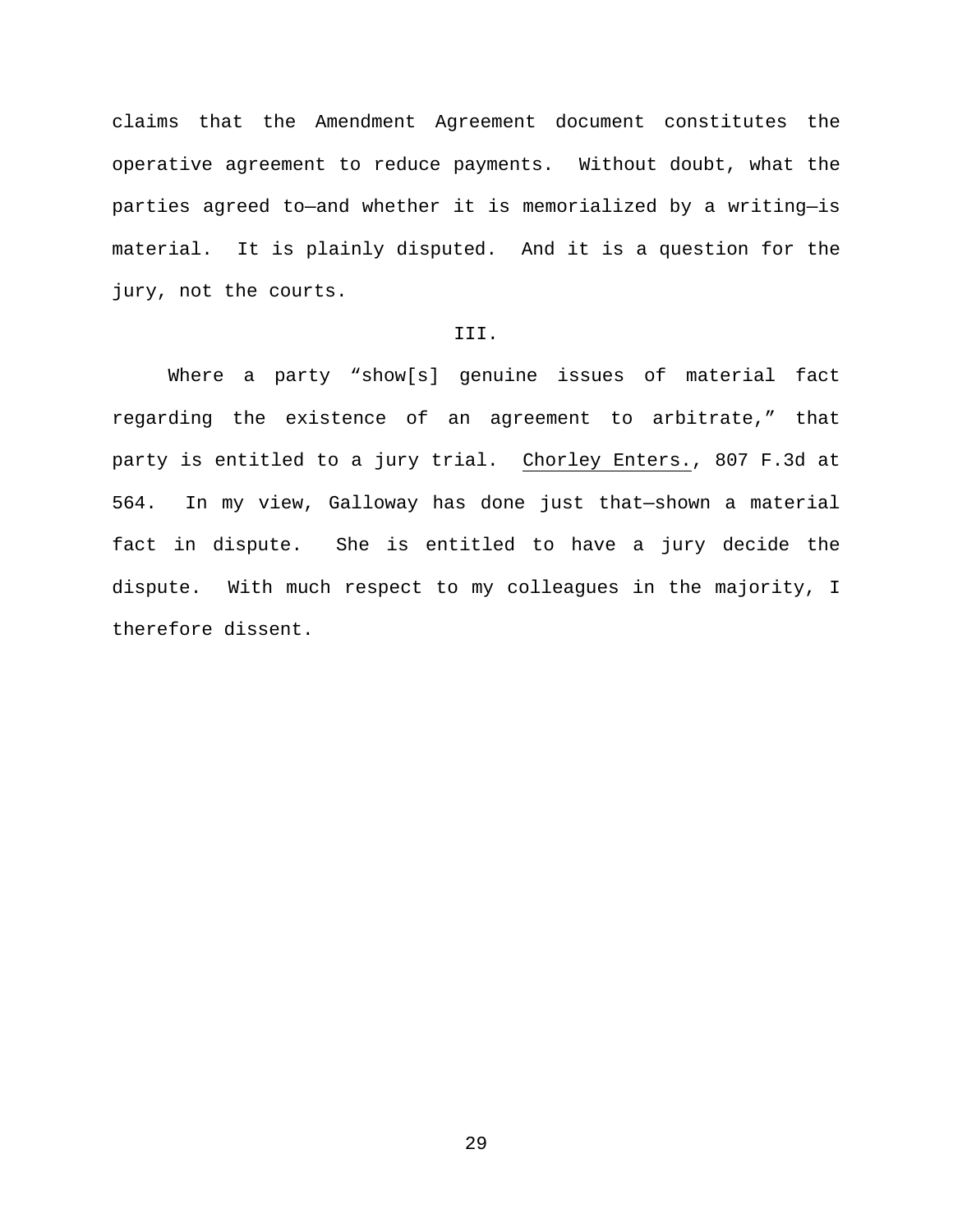claims that the Amendment Agreement document constitutes the operative agreement to reduce payments. Without doubt, what the parties agreed to—and whether it is memorialized by a writing—is material. It is plainly disputed. And it is a question for the jury, not the courts.

## III.

Where a party "show[s] genuine issues of material fact regarding the existence of an agreement to arbitrate," that party is entitled to a jury trial. Chorley Enters., 807 F.3d at 564. In my view, Galloway has done just that—shown a material fact in dispute. She is entitled to have a jury decide the dispute. With much respect to my colleagues in the majority, I therefore dissent.